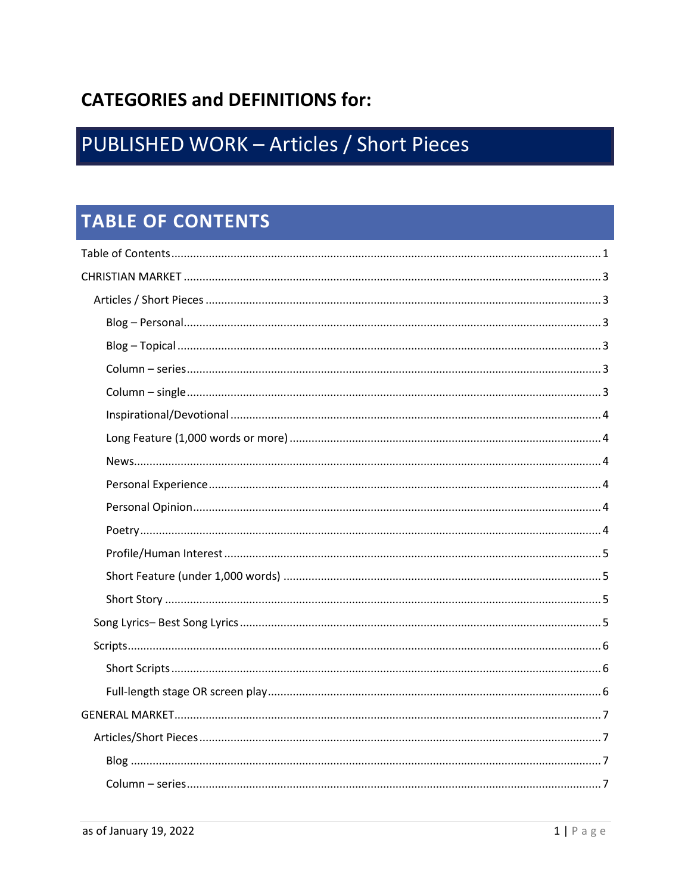## CATEGORIES and DEFINITIONS for:

# PUBLISHED WORK – Articles / Short Pieces

## TABLE OF CONTENTS

- Table of Contents ........ 1
- CHRISTIAN MARKET ........ 3
  - Articles / Short Pieces ........ 3
    - Blog – Personal ........ 3
    - Blog – Topical ........ 3
    - Column – series ........ 3
    - Column – single ........ 3
    - Inspirational/Devotional ........ 4
    - Long Feature (1,000 words or more) ........ 4
    - News ........ 4
    - Personal Experience ........ 4
    - Personal Opinion ........ 4
    - Poetry ........ 4
    - Profile/Human Interest ........ 5
    - Short Feature (under 1,000 words) ........ 5
    - Short Story ........ 5
  - Song Lyrics– Best Song Lyrics ........ 5
  - Scripts ........ 6
    - Short Scripts ........ 6
    - Full-length stage OR screen play ........ 6
- GENERAL MARKET ........ 7
  - Articles/Short Pieces ........ 7
    - Blog ........ 7
    - Column – series ........ 7

as of January 19, 2022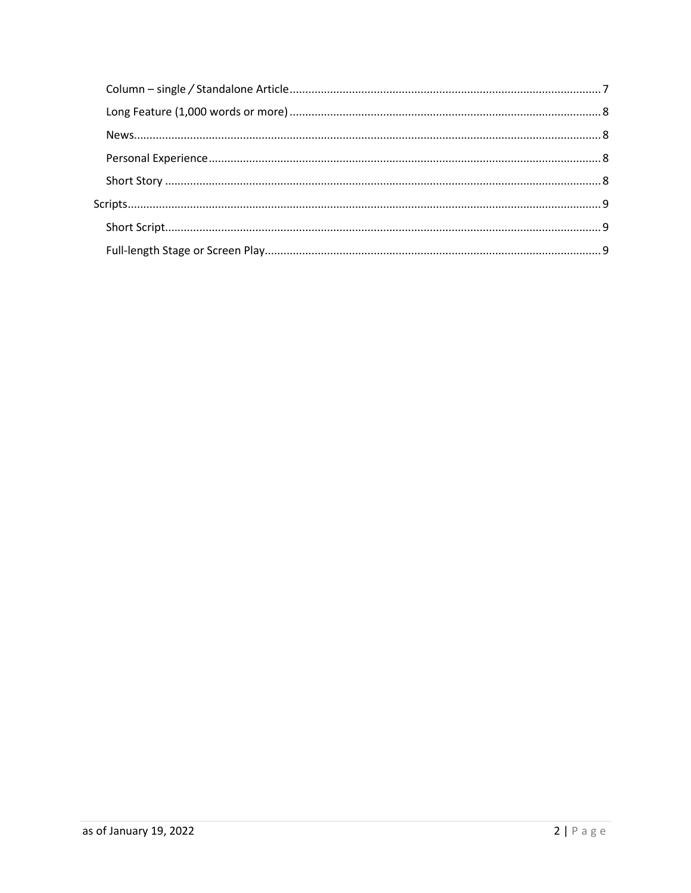- Column – single / Standalone Article ..... 7
- Long Feature (1,000 words or more) ..... 8
- News ..... 8
- Personal Experience ..... 8
- Short Story ..... 8

Scripts ..... 9

- Short Script ..... 9
- Full-length Stage or Screen Play ..... 9

as of January 19, 2022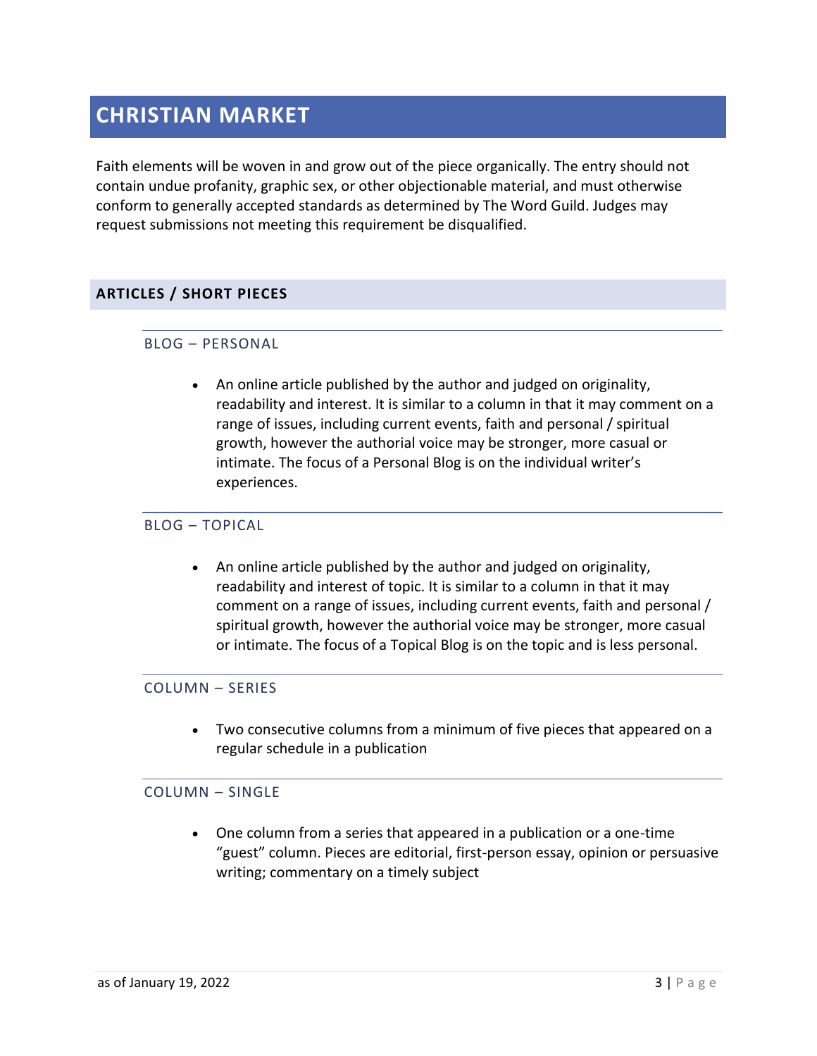# CHRISTIAN MARKET

Faith elements will be woven in and grow out of the piece organically. The entry should not contain undue profanity, graphic sex, or other objectionable material, and must otherwise conform to generally accepted standards as determined by The Word Guild. Judges may request submissions not meeting this requirement be disqualified.

## ARTICLES / SHORT PIECES

### BLOG – PERSONAL

- An online article published by the author and judged on originality, readability and interest. It is similar to a column in that it may comment on a range of issues, including current events, faith and personal / spiritual growth, however the authorial voice may be stronger, more casual or intimate. The focus of a Personal Blog is on the individual writer's experiences.

### BLOG – TOPICAL

- An online article published by the author and judged on originality, readability and interest of topic. It is similar to a column in that it may comment on a range of issues, including current events, faith and personal / spiritual growth, however the authorial voice may be stronger, more casual or intimate. The focus of a Topical Blog is on the topic and is less personal.

### COLUMN – SERIES

- Two consecutive columns from a minimum of five pieces that appeared on a regular schedule in a publication

### COLUMN – SINGLE

- One column from a series that appeared in a publication or a one-time "guest" column. Pieces are editorial, first-person essay, opinion or persuasive writing; commentary on a timely subject

as of January 19, 2022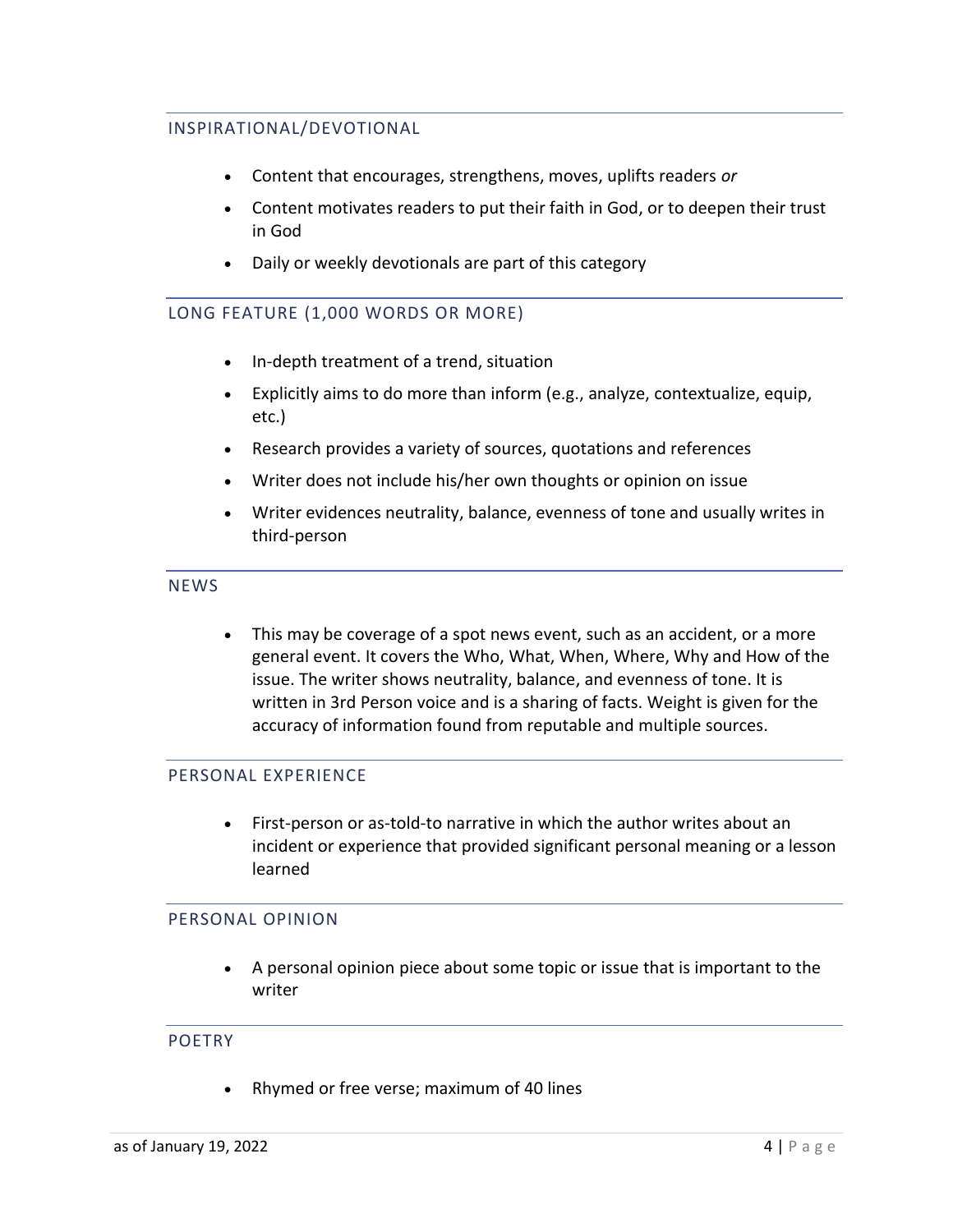## INSPIRATIONAL/DEVOTIONAL

- Content that encourages, strengthens, moves, uplifts readers *or*
- Content motivates readers to put their faith in God, or to deepen their trust in God
- Daily or weekly devotionals are part of this category

## LONG FEATURE (1,000 WORDS OR MORE)

- In-depth treatment of a trend, situation
- Explicitly aims to do more than inform (e.g., analyze, contextualize, equip, etc.)
- Research provides a variety of sources, quotations and references
- Writer does not include his/her own thoughts or opinion on issue
- Writer evidences neutrality, balance, evenness of tone and usually writes in third-person

## NEWS

- This may be coverage of a spot news event, such as an accident, or a more general event. It covers the Who, What, When, Where, Why and How of the issue. The writer shows neutrality, balance, and evenness of tone. It is written in 3rd Person voice and is a sharing of facts. Weight is given for the accuracy of information found from reputable and multiple sources.

## PERSONAL EXPERIENCE

- First-person or as-told-to narrative in which the author writes about an incident or experience that provided significant personal meaning or a lesson learned

## PERSONAL OPINION

- A personal opinion piece about some topic or issue that is important to the writer

## POETRY

- Rhymed or free verse; maximum of 40 lines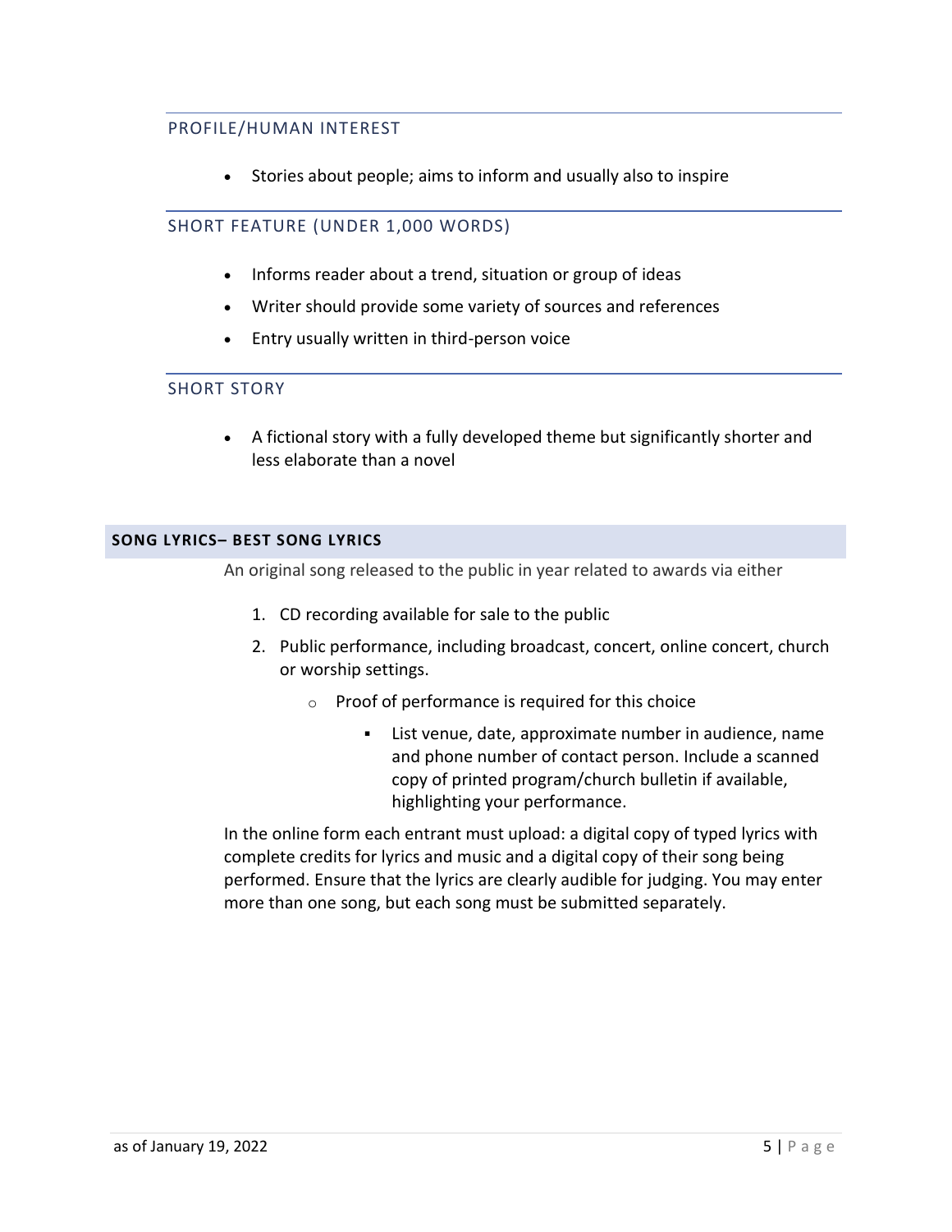### PROFILE/HUMAN INTEREST

- Stories about people; aims to inform and usually also to inspire

### SHORT FEATURE (UNDER 1,000 WORDS)

- Informs reader about a trend, situation or group of ideas
- Writer should provide some variety of sources and references
- Entry usually written in third-person voice

### SHORT STORY

- A fictional story with a fully developed theme but significantly shorter and less elaborate than a novel

## SONG LYRICS– BEST SONG LYRICS

An original song released to the public in year related to awards via either

1. CD recording available for sale to the public
2. Public performance, including broadcast, concert, online concert, church or worship settings.
   - Proof of performance is required for this choice
     - List venue, date, approximate number in audience, name and phone number of contact person. Include a scanned copy of printed program/church bulletin if available, highlighting your performance.

In the online form each entrant must upload: a digital copy of typed lyrics with complete credits for lyrics and music and a digital copy of their song being performed. Ensure that the lyrics are clearly audible for judging. You may enter more than one song, but each song must be submitted separately.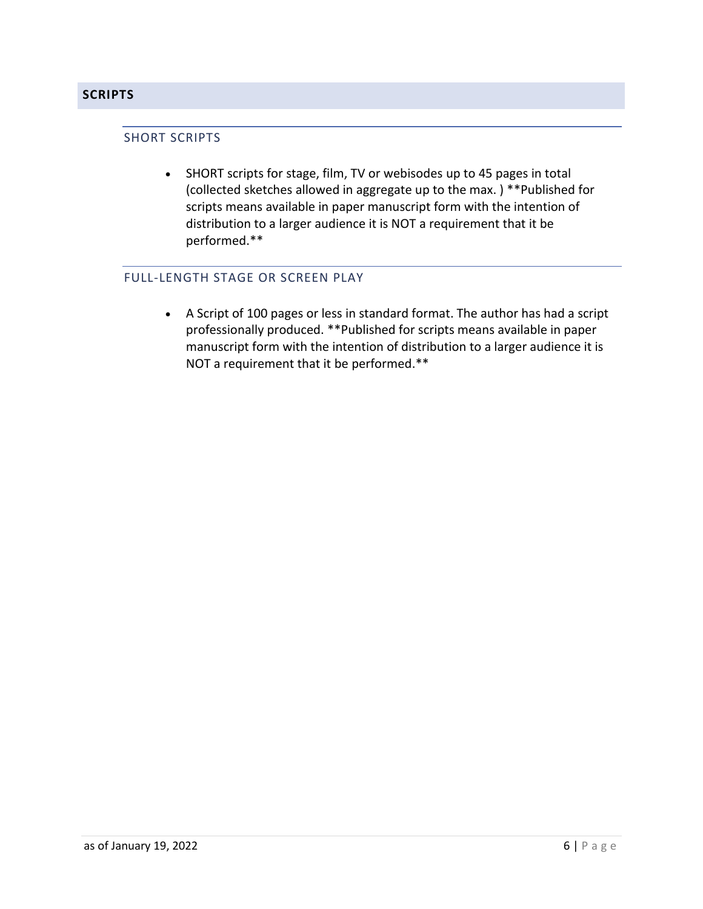## SCRIPTS

### SHORT SCRIPTS

- SHORT scripts for stage, film, TV or webisodes up to 45 pages in total (collected sketches allowed in aggregate up to the max. ) **Published for scripts means available in paper manuscript form with the intention of distribution to a larger audience it is NOT a requirement that it be performed.**

### FULL-LENGTH STAGE OR SCREEN PLAY

- A Script of 100 pages or less in standard format. The author has had a script professionally produced. **Published for scripts means available in paper manuscript form with the intention of distribution to a larger audience it is NOT a requirement that it be performed.**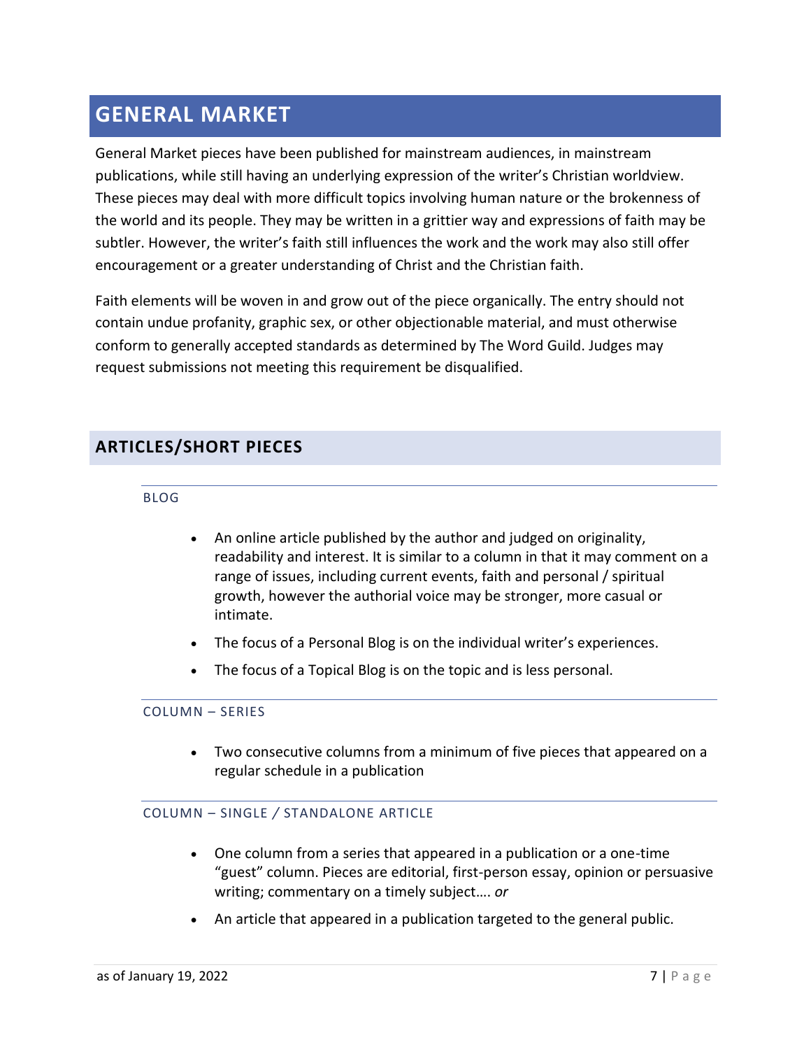# GENERAL MARKET

General Market pieces have been published for mainstream audiences, in mainstream publications, while still having an underlying expression of the writer's Christian worldview. These pieces may deal with more difficult topics involving human nature or the brokenness of the world and its people. They may be written in a grittier way and expressions of faith may be subtler. However, the writer's faith still influences the work and the work may also still offer encouragement or a greater understanding of Christ and the Christian faith.

Faith elements will be woven in and grow out of the piece organically. The entry should not contain undue profanity, graphic sex, or other objectionable material, and must otherwise conform to generally accepted standards as determined by The Word Guild. Judges may request submissions not meeting this requirement be disqualified.

## ARTICLES/SHORT PIECES

### BLOG

- An online article published by the author and judged on originality, readability and interest. It is similar to a column in that it may comment on a range of issues, including current events, faith and personal / spiritual growth, however the authorial voice may be stronger, more casual or intimate.
- The focus of a Personal Blog is on the individual writer's experiences.
- The focus of a Topical Blog is on the topic and is less personal.

### COLUMN – SERIES

- Two consecutive columns from a minimum of five pieces that appeared on a regular schedule in a publication

### COLUMN – SINGLE / STANDALONE ARTICLE

- One column from a series that appeared in a publication or a one-time "guest" column. Pieces are editorial, first-person essay, opinion or persuasive writing; commentary on a timely subject…. *or*
- An article that appeared in a publication targeted to the general public.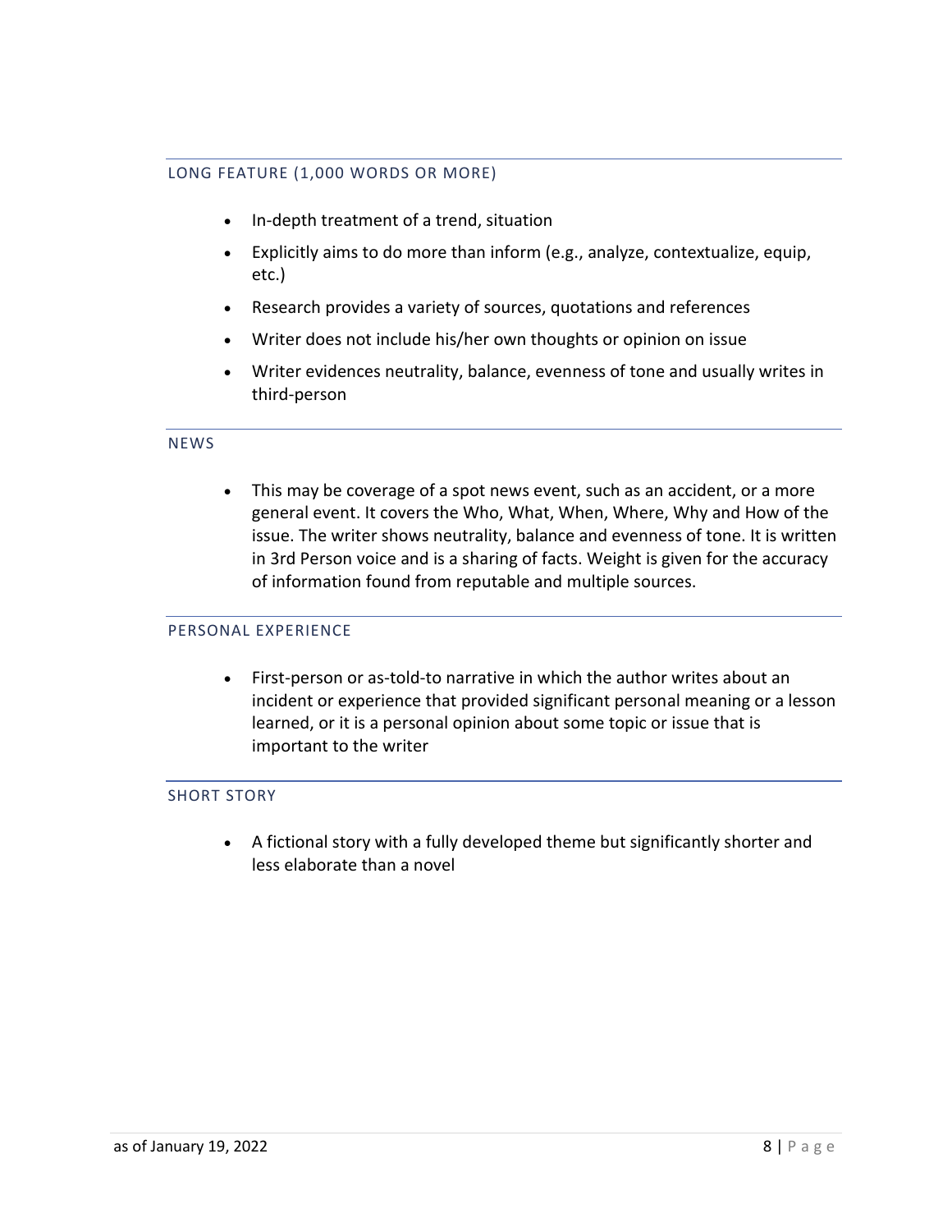### LONG FEATURE (1,000 WORDS OR MORE)

- In-depth treatment of a trend, situation
- Explicitly aims to do more than inform (e.g., analyze, contextualize, equip, etc.)
- Research provides a variety of sources, quotations and references
- Writer does not include his/her own thoughts or opinion on issue
- Writer evidences neutrality, balance, evenness of tone and usually writes in third-person

### NEWS

- This may be coverage of a spot news event, such as an accident, or a more general event. It covers the Who, What, When, Where, Why and How of the issue. The writer shows neutrality, balance and evenness of tone. It is written in 3rd Person voice and is a sharing of facts. Weight is given for the accuracy of information found from reputable and multiple sources.

### PERSONAL EXPERIENCE

- First-person or as-told-to narrative in which the author writes about an incident or experience that provided significant personal meaning or a lesson learned, or it is a personal opinion about some topic or issue that is important to the writer

### SHORT STORY

- A fictional story with a fully developed theme but significantly shorter and less elaborate than a novel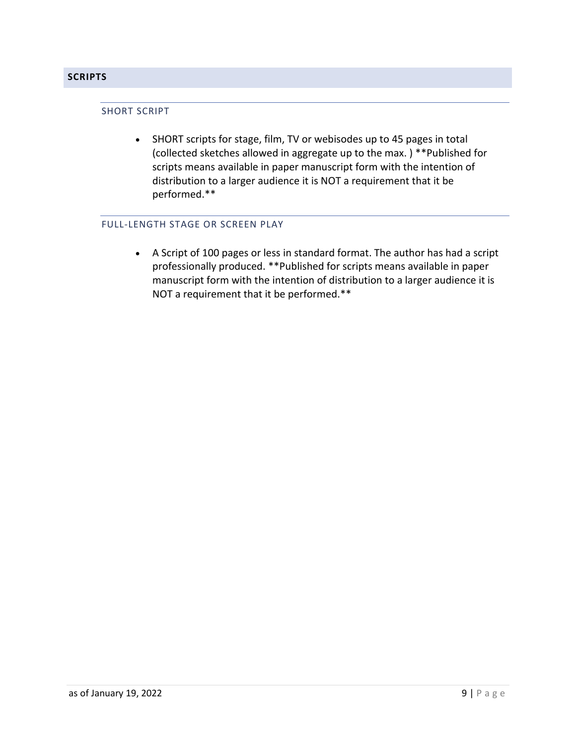## SCRIPTS

### SHORT SCRIPT

- SHORT scripts for stage, film, TV or webisodes up to 45 pages in total (collected sketches allowed in aggregate up to the max. ) **Published for scripts means available in paper manuscript form with the intention of distribution to a larger audience it is NOT a requirement that it be performed.**

### FULL-LENGTH STAGE OR SCREEN PLAY

- A Script of 100 pages or less in standard format. The author has had a script professionally produced. **Published for scripts means available in paper manuscript form with the intention of distribution to a larger audience it is NOT a requirement that it be performed.**

as of January 19, 2022